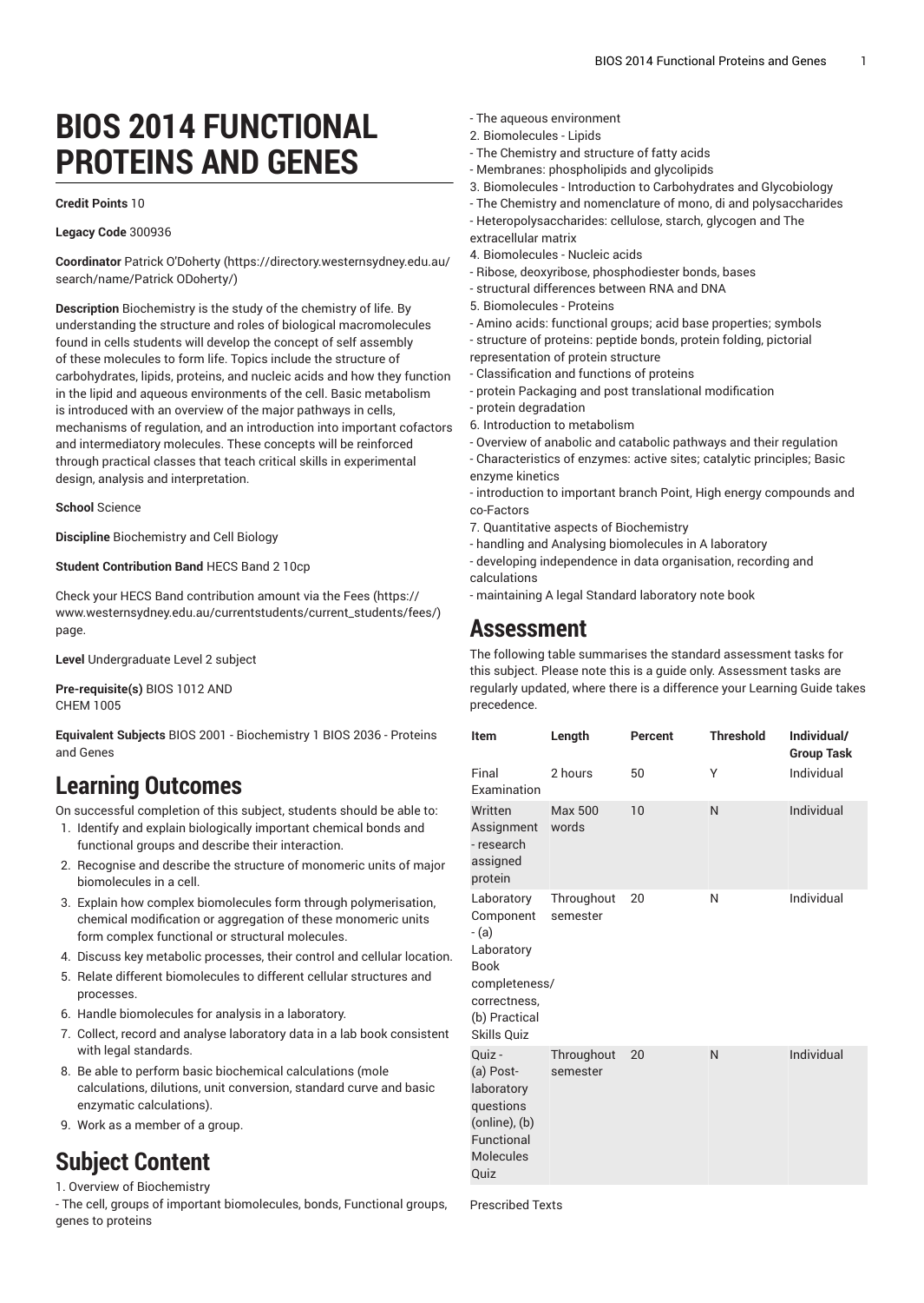# BIOS 2014 FUNCTIONAL PROTEINS AND GENES

**Credit Points** 10

**Legacy Code** 300936

**Coordinator** Patrick O'Doherty (https://directory.westernsydney.edu.au/search/name/Patrick ODoherty/)

**Description** Biochemistry is the study of the chemistry of life. By understanding the structure and roles of biological macromolecules found in cells students will develop the concept of self assembly of these molecules to form life. Topics include the structure of carbohydrates, lipids, proteins, and nucleic acids and how they function in the lipid and aqueous environments of the cell. Basic metabolism is introduced with an overview of the major pathways in cells, mechanisms of regulation, and an introduction into important cofactors and intermediatory molecules. These concepts will be reinforced through practical classes that teach critical skills in experimental design, analysis and interpretation.

**School** Science

**Discipline** Biochemistry and Cell Biology

**Student Contribution Band** HECS Band 2 10cp

Check your HECS Band contribution amount via the Fees (https://www.westernsydney.edu.au/currentstudents/current_students/fees/) page.

**Level** Undergraduate Level 2 subject

**Pre-requisite(s)** BIOS 1012 AND CHEM 1005

**Equivalent Subjects** BIOS 2001 - Biochemistry 1 BIOS 2036 - Proteins and Genes

## Learning Outcomes

On successful completion of this subject, students should be able to:

1. Identify and explain biologically important chemical bonds and functional groups and describe their interaction.
2. Recognise and describe the structure of monomeric units of major biomolecules in a cell.
3. Explain how complex biomolecules form through polymerisation, chemical modification or aggregation of these monomeric units form complex functional or structural molecules.
4. Discuss key metabolic processes, their control and cellular location.
5. Relate different biomolecules to different cellular structures and processes.
6. Handle biomolecules for analysis in a laboratory.
7. Collect, record and analyse laboratory data in a lab book consistent with legal standards.
8. Be able to perform basic biochemical calculations (mole calculations, dilutions, unit conversion, standard curve and basic enzymatic calculations).
9. Work as a member of a group.

## Subject Content

1. Overview of Biochemistry
- The cell, groups of important biomolecules, bonds, Functional groups, genes to proteins
- The aqueous environment

2. Biomolecules - Lipids
- The Chemistry and structure of fatty acids
- Membranes: phospholipids and glycolipids

3. Biomolecules - Introduction to Carbohydrates and Glycobiology
- The Chemistry and nomenclature of mono, di and polysaccharides
- Heteropolysaccharides: cellulose, starch, glycogen and The extracellular matrix

4. Biomolecules - Nucleic acids
- Ribose, deoxyribose, phosphodiester bonds, bases
- structural differences between RNA and DNA

5. Biomolecules - Proteins
- Amino acids: functional groups; acid base properties; symbols
- structure of proteins: peptide bonds, protein folding, pictorial representation of protein structure
- Classification and functions of proteins
- protein Packaging and post translational modification
- protein degradation

6. Introduction to metabolism
- Overview of anabolic and catabolic pathways and their regulation
- Characteristics of enzymes: active sites; catalytic principles; Basic enzyme kinetics
- introduction to important branch Point, High energy compounds and co-Factors

7. Quantitative aspects of Biochemistry
- handling and Analysing biomolecules in A laboratory
- developing independence in data organisation, recording and calculations
- maintaining A legal Standard laboratory note book

## Assessment

The following table summarises the standard assessment tasks for this subject. Please note this is a guide only. Assessment tasks are regularly updated, where there is a difference your Learning Guide takes precedence.

| Item | Length | Percent | Threshold | Individual/ Group Task |
|---|---|---|---|---|
| Final Examination | 2 hours | 50 | Y | Individual |
| Written Assignment - research assigned protein | Max 500 words | 10 | N | Individual |
| Laboratory Component - (a) Laboratory Book completeness/ correctness, (b) Practical Skills Quiz | Throughout semester | 20 | N | Individual |
| Quiz - (a) Post-laboratory questions (online), (b) Functional Molecules Quiz | Throughout semester | 20 | N | Individual |

Prescribed Texts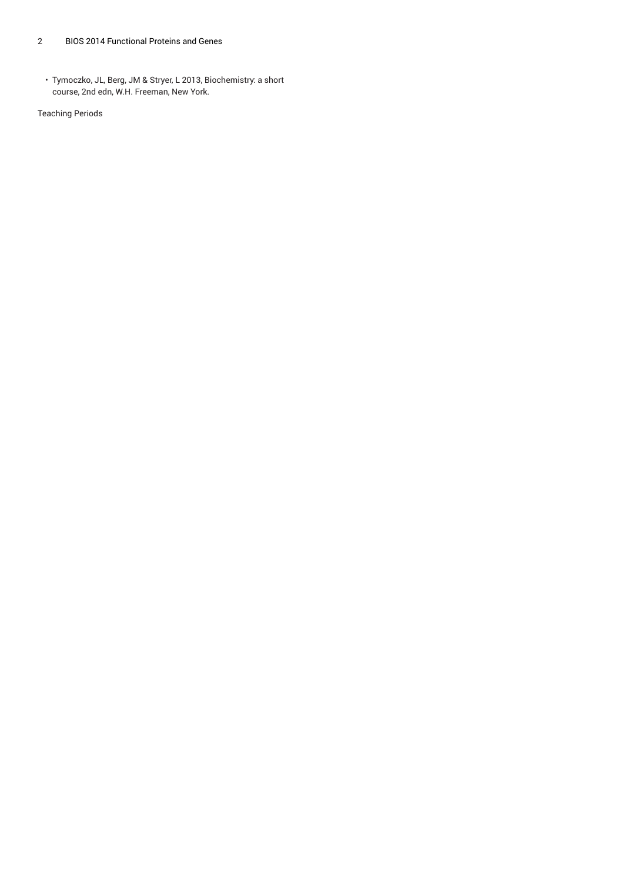- Tymoczko, JL, Berg, JM & Stryer, L 2013, Biochemistry: a short course, 2nd edn, W.H. Freeman, New York.

Teaching Periods